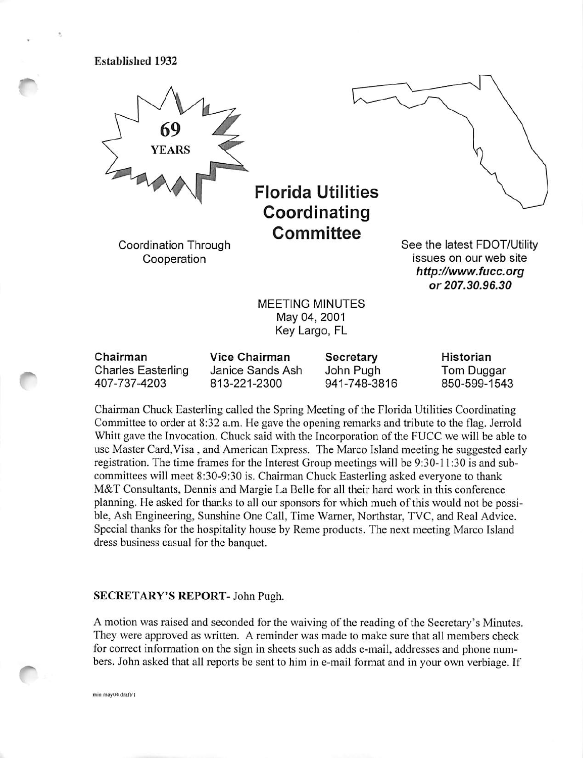Established 1932

69 YEARS

# Florida Utilities Coordinating Committee

Coordination Through Cooperation

See the latest FDOT/Utility issues on our web site ***http://www.fucc.org or 207.30.96.30***

MEETING MINUTES
May 04, 2001
Key Largo, FL

| Chairman | Vice Chairman | Secretary | Historian |
|---|---|---|---|
| Charles Easterling | Janice Sands Ash | John Pugh | Tom Duggar |
| 407-737-4203 | 813-221-2300 | 941-748-3816 | 850-599-1543 |

Chairman Chuck Easterling called the Spring Meeting of the Florida Utilities Coordinating Committee to order at 8:32 a.m. He gave the opening remarks and tribute to the flag. Jerrold Whitt gave the Invocation. Chuck said with the Incorporation of the FUCC we will be able to use Master Card,Visa , and American Express. The Marco Island meeting he suggested early registration. The time frames for the Interest Group meetings will be 9:30-11:30 is and sub-committees will meet 8:30-9:30 is. Chairman Chuck Easterling asked everyone to thank M&T Consultants, Dennis and Margie La Belle for all their hard work in this conference planning. He asked for thanks to all our sponsors for which much of this would not be possible, Ash Engineering, Sunshine One Call, Time Warner, Northstar, TVC, and Real Advice. Special thanks for the hospitality house by Reme products. The next meeting Marco Island dress business casual for the banquet.

**SECRETARY'S REPORT**- John Pugh.

A motion was raised and seconded for the waiving of the reading of the Secretary's Minutes. They were approved as written. A reminder was made to make sure that all members check for correct information on the sign in sheets such as adds e-mail, addresses and phone numbers. John asked that all reports be sent to him in e-mail format and in your own verbiage. If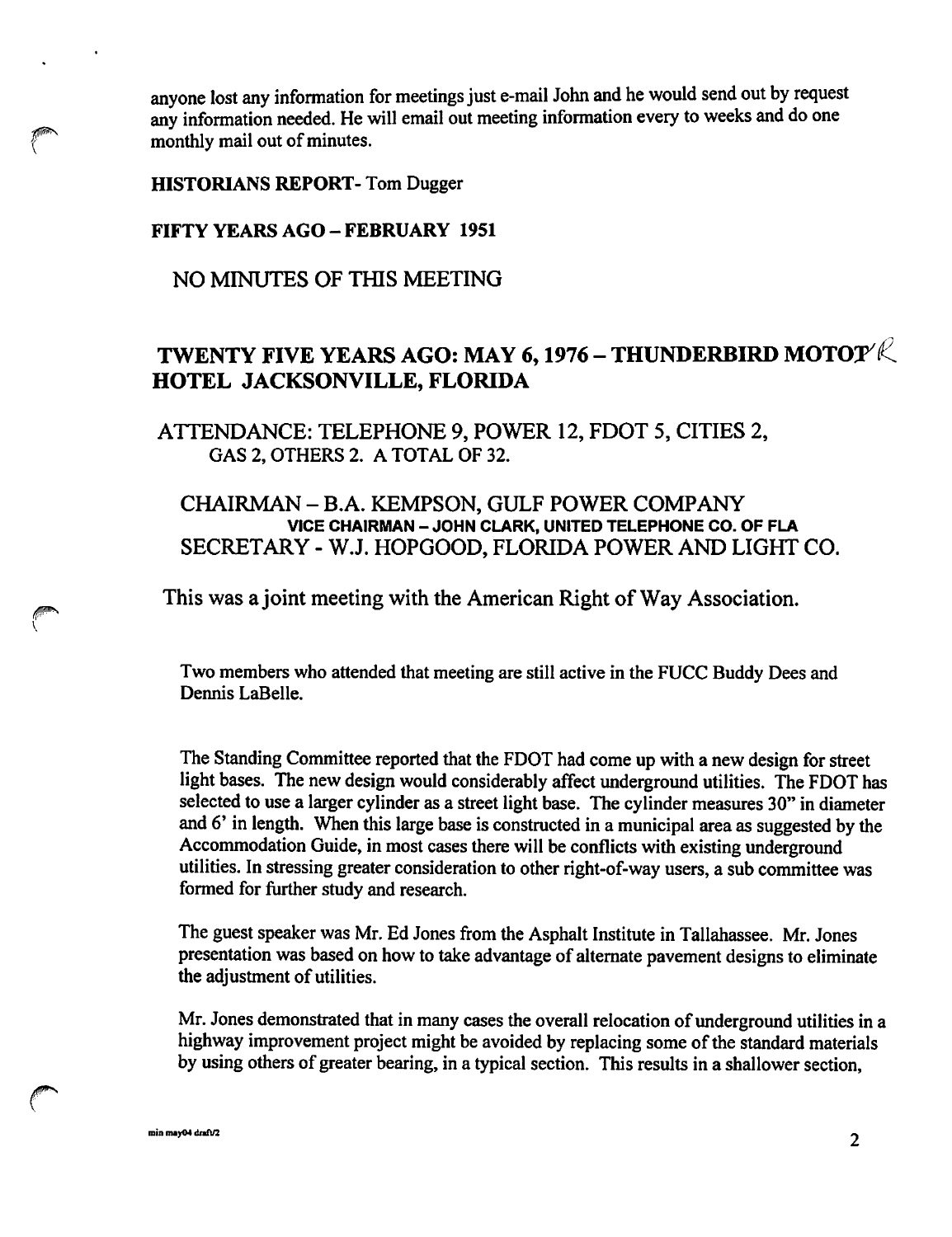anyone lost any information for meetings just e-mail John and he would send out by request any information needed. He will email out meeting information every to weeks and do one monthly mail out of minutes.

**HISTORIANS REPORT**- Tom Dugger

**FIFTY YEARS AGO – FEBRUARY 1951**

NO MINUTES OF THIS MEETING

## TWENTY FIVE YEARS AGO: MAY 6, 1976 – THUNDERBIRD MOTOR HOTEL JACKSONVILLE, FLORIDA

ATTENDANCE: TELEPHONE 9, POWER 12, FDOT 5, CITIES 2, GAS 2, OTHERS 2. A TOTAL OF 32.

CHAIRMAN – B.A. KEMPSON, GULF POWER COMPANY
VICE CHAIRMAN – JOHN CLARK, UNITED TELEPHONE CO. OF FLA
SECRETARY - W.J. HOPGOOD, FLORIDA POWER AND LIGHT CO.

This was a joint meeting with the American Right of Way Association.

Two members who attended that meeting are still active in the FUCC Buddy Dees and Dennis LaBelle.

The Standing Committee reported that the FDOT had come up with a new design for street light bases. The new design would considerably affect underground utilities. The FDOT has selected to use a larger cylinder as a street light base. The cylinder measures 30" in diameter and 6' in length. When this large base is constructed in a municipal area as suggested by the Accommodation Guide, in most cases there will be conflicts with existing underground utilities. In stressing greater consideration to other right-of-way users, a sub committee was formed for further study and research.

The guest speaker was Mr. Ed Jones from the Asphalt Institute in Tallahassee. Mr. Jones presentation was based on how to take advantage of alternate pavement designs to eliminate the adjustment of utilities.

Mr. Jones demonstrated that in many cases the overall relocation of underground utilities in a highway improvement project might be avoided by replacing some of the standard materials by using others of greater bearing, in a typical section. This results in a shallower section,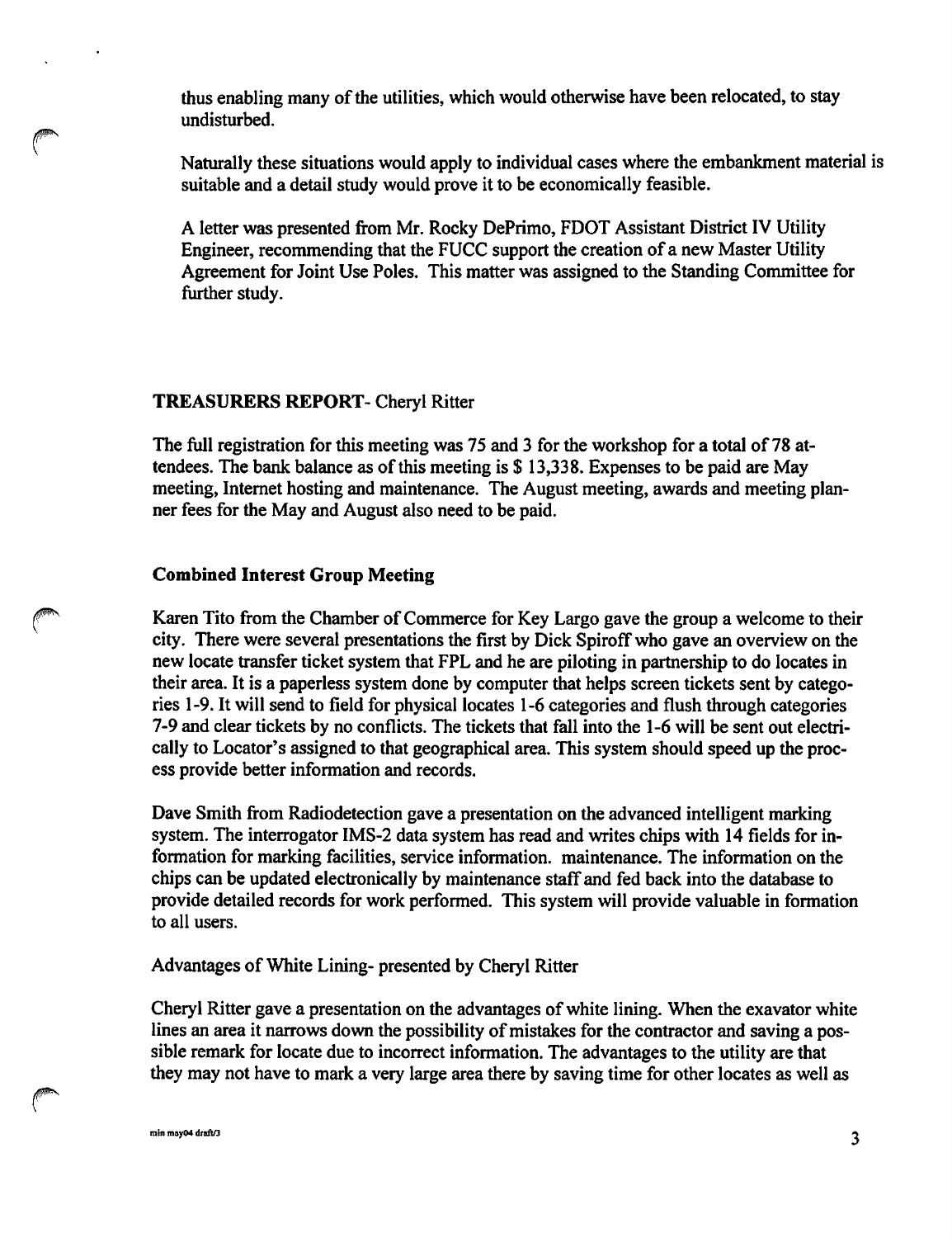thus enabling many of the utilities, which would otherwise have been relocated, to stay undisturbed.

Naturally these situations would apply to individual cases where the embankment material is suitable and a detail study would prove it to be economically feasible.

A letter was presented from Mr. Rocky DePrimo, FDOT Assistant District IV Utility Engineer, recommending that the FUCC support the creation of a new Master Utility Agreement for Joint Use Poles. This matter was assigned to the Standing Committee for further study.

**TREASURERS REPORT**- Cheryl Ritter

The full registration for this meeting was 75 and 3 for the workshop for a total of 78 attendees. The bank balance as of this meeting is $ 13,338. Expenses to be paid are May meeting, Internet hosting and maintenance. The August meeting, awards and meeting planner fees for the May and August also need to be paid.

**Combined Interest Group Meeting**

Karen Tito from the Chamber of Commerce for Key Largo gave the group a welcome to their city. There were several presentations the first by Dick Spiroff who gave an overview on the new locate transfer ticket system that FPL and he are piloting in partnership to do locates in their area. It is a paperless system done by computer that helps screen tickets sent by categories 1-9. It will send to field for physical locates 1-6 categories and flush through categories 7-9 and clear tickets by no conflicts. The tickets that fall into the 1-6 will be sent out electrically to Locator's assigned to that geographical area. This system should speed up the process provide better information and records.

Dave Smith from Radiodetection gave a presentation on the advanced intelligent marking system. The interrogator IMS-2 data system has read and writes chips with 14 fields for information for marking facilities, service information. maintenance. The information on the chips can be updated electronically by maintenance staff and fed back into the database to provide detailed records for work performed. This system will provide valuable in formation to all users.

Advantages of White Lining- presented by Cheryl Ritter

Cheryl Ritter gave a presentation on the advantages of white lining. When the exavator white lines an area it narrows down the possibility of mistakes for the contractor and saving a possible remark for locate due to incorrect information. The advantages to the utility are that they may not have to mark a very large area there by saving time for other locates as well as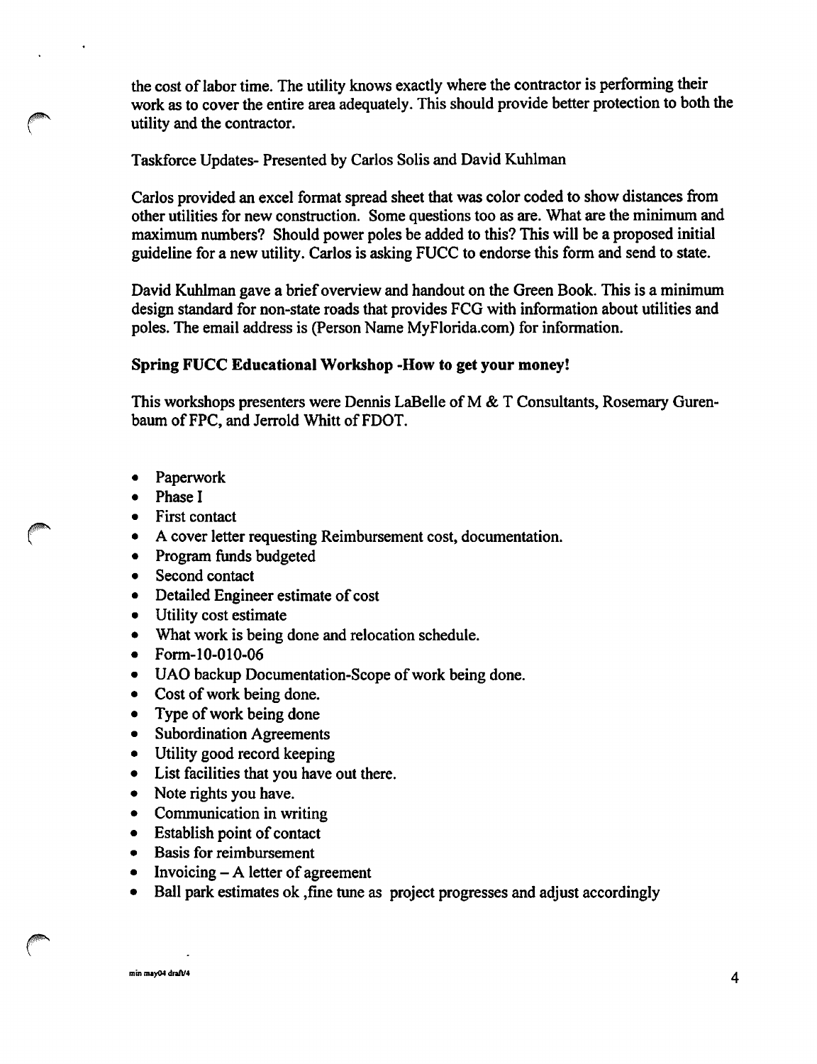the cost of labor time. The utility knows exactly where the contractor is performing their work as to cover the entire area adequately. This should provide better protection to both the utility and the contractor.

Taskforce Updates- Presented by Carlos Solis and David Kuhlman

Carlos provided an excel format spread sheet that was color coded to show distances from other utilities for new construction. Some questions too as are. What are the minimum and maximum numbers? Should power poles be added to this? This will be a proposed initial guideline for a new utility. Carlos is asking FUCC to endorse this form and send to state.

David Kuhlman gave a brief overview and handout on the Green Book. This is a minimum design standard for non-state roads that provides FCG with information about utilities and poles. The email address is (Person Name MyFlorida.com) for information.

**Spring FUCC Educational Workshop -How to get your money!**

This workshops presenters were Dennis LaBelle of M & T Consultants, Rosemary Gurenbaum of FPC, and Jerrold Whitt of FDOT.

- Paperwork
- Phase I
- First contact
- A cover letter requesting Reimbursement cost, documentation.
- Program funds budgeted
- Second contact
- Detailed Engineer estimate of cost
- Utility cost estimate
- What work is being done and relocation schedule.
- Form-10-010-06
- UAO backup Documentation-Scope of work being done.
- Cost of work being done.
- Type of work being done
- Subordination Agreements
- Utility good record keeping
- List facilities that you have out there.
- Note rights you have.
- Communication in writing
- Establish point of contact
- Basis for reimbursement
- Invoicing – A letter of agreement
- Ball park estimates ok ,fine tune as project progresses and adjust accordingly

min may04 draft/4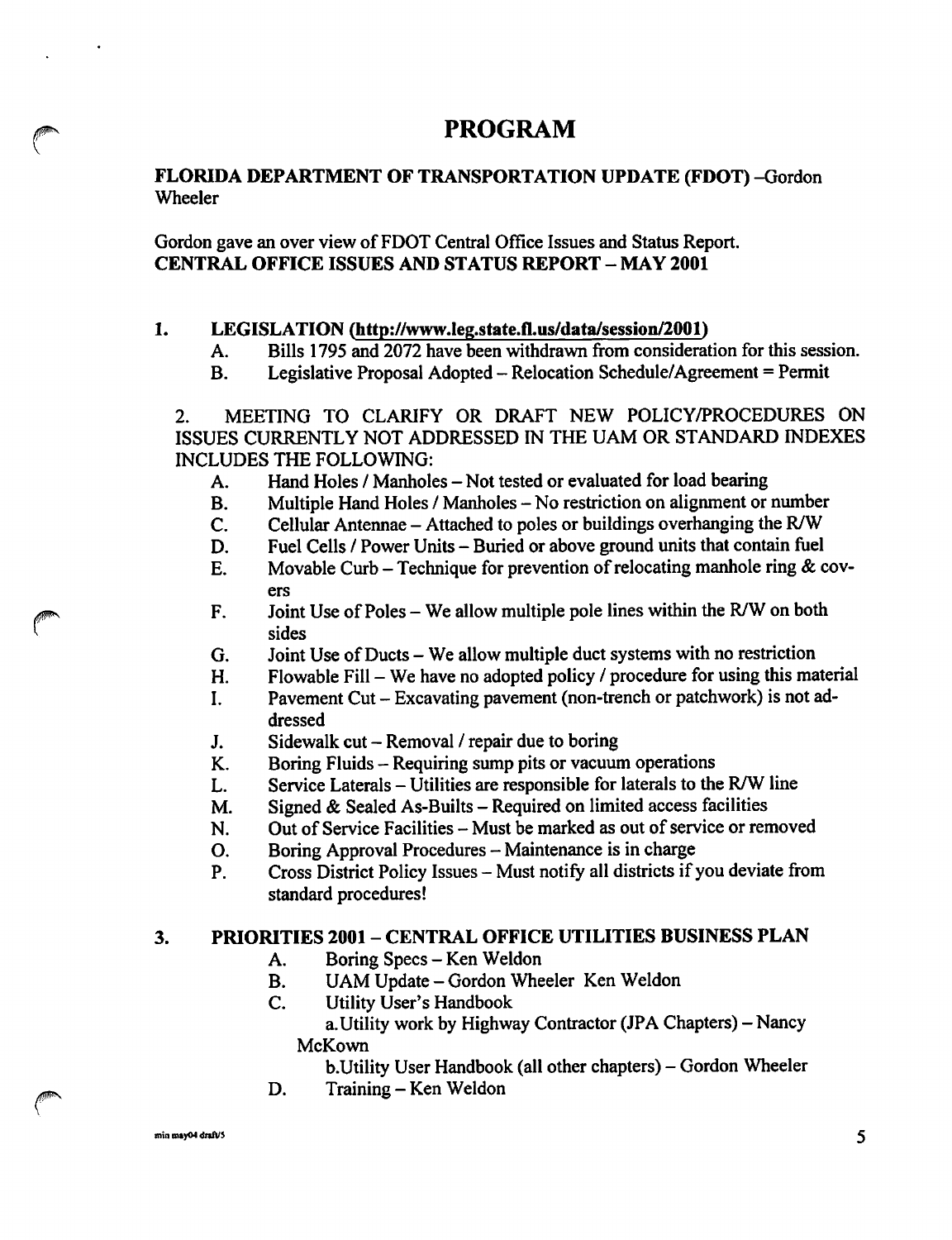# PROGRAM

**FLORIDA DEPARTMENT OF TRANSPORTATION UPDATE (FDOT) –Gordon Wheeler**

Gordon gave an over view of FDOT Central Office Issues and Status Report.
**CENTRAL OFFICE ISSUES AND STATUS REPORT – MAY 2001**

1. **LEGISLATION (http://www.leg.state.fl.us/data/session/2001)**
   - A. Bills 1795 and 2072 have been withdrawn from consideration for this session.
   - B. Legislative Proposal Adopted – Relocation Schedule/Agreement = Permit

2. MEETING TO CLARIFY OR DRAFT NEW POLICY/PROCEDURES ON ISSUES CURRENTLY NOT ADDRESSED IN THE UAM OR STANDARD INDEXES INCLUDES THE FOLLOWING:
   - A. Hand Holes / Manholes – Not tested or evaluated for load bearing
   - B. Multiple Hand Holes / Manholes – No restriction on alignment or number
   - C. Cellular Antennae – Attached to poles or buildings overhanging the R/W
   - D. Fuel Cells / Power Units – Buried or above ground units that contain fuel
   - E. Movable Curb – Technique for prevention of relocating manhole ring & covers
   - F. Joint Use of Poles – We allow multiple pole lines within the R/W on both sides
   - G. Joint Use of Ducts – We allow multiple duct systems with no restriction
   - H. Flowable Fill – We have no adopted policy / procedure for using this material
   - I. Pavement Cut – Excavating pavement (non-trench or patchwork) is not addressed
   - J. Sidewalk cut – Removal / repair due to boring
   - K. Boring Fluids – Requiring sump pits or vacuum operations
   - L. Service Laterals – Utilities are responsible for laterals to the R/W line
   - M. Signed & Sealed As-Builts – Required on limited access facilities
   - N. Out of Service Facilities – Must be marked as out of service or removed
   - O. Boring Approval Procedures – Maintenance is in charge
   - P. Cross District Policy Issues – Must notify all districts if you deviate from standard procedures!

3. **PRIORITIES 2001 – CENTRAL OFFICE UTILITIES BUSINESS PLAN**
   - A. Boring Specs – Ken Weldon
   - B. UAM Update – Gordon Wheeler Ken Weldon
   - C. Utility User's Handbook
     - a. Utility work by Highway Contractor (JPA Chapters) – Nancy McKown
     - b. Utility User Handbook (all other chapters) – Gordon Wheeler
   - D. Training – Ken Weldon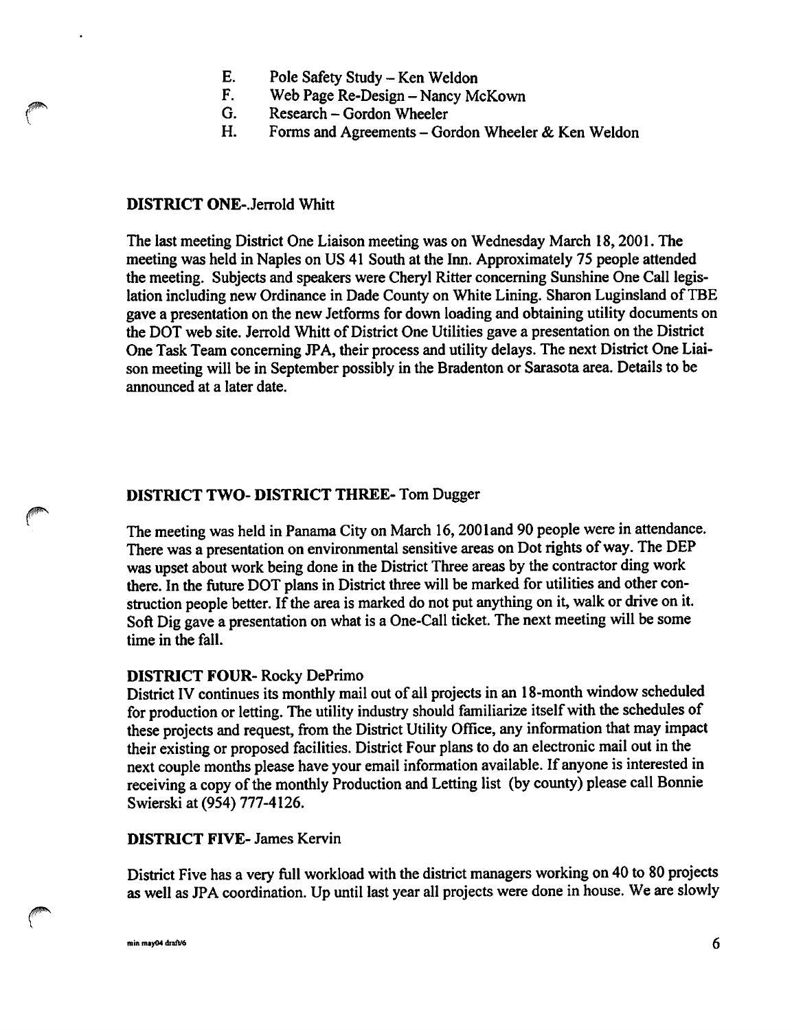E. Pole Safety Study – Ken Weldon
F. Web Page Re-Design – Nancy McKown
G. Research – Gordon Wheeler
H. Forms and Agreements – Gordon Wheeler & Ken Weldon

**DISTRICT ONE**-.Jerrold Whitt

The last meeting District One Liaison meeting was on Wednesday March 18, 2001. The meeting was held in Naples on US 41 South at the Inn. Approximately 75 people attended the meeting. Subjects and speakers were Cheryl Ritter concerning Sunshine One Call legislation including new Ordinance in Dade County on White Lining. Sharon Luginsland of TBE gave a presentation on the new Jetforms for down loading and obtaining utility documents on the DOT web site. Jerrold Whitt of District One Utilities gave a presentation on the District One Task Team concerning JPA, their process and utility delays. The next District One Liaison meeting will be in September possibly in the Bradenton or Sarasota area. Details to be announced at a later date.

**DISTRICT TWO- DISTRICT THREE**- Tom Dugger

The meeting was held in Panama City on March 16, 2001and 90 people were in attendance. There was a presentation on environmental sensitive areas on Dot rights of way. The DEP was upset about work being done in the District Three areas by the contractor ding work there. In the future DOT plans in District three will be marked for utilities and other construction people better. If the area is marked do not put anything on it, walk or drive on it. Soft Dig gave a presentation on what is a One-Call ticket. The next meeting will be some time in the fall.

**DISTRICT FOUR**- Rocky DePrimo

District IV continues its monthly mail out of all projects in an 18-month window scheduled for production or letting. The utility industry should familiarize itself with the schedules of these projects and request, from the District Utility Office, any information that may impact their existing or proposed facilities. District Four plans to do an electronic mail out in the next couple months please have your email information available. If anyone is interested in receiving a copy of the monthly Production and Letting list (by county) please call Bonnie Swierski at (954) 777-4126.

**DISTRICT FIVE**- James Kervin

District Five has a very full workload with the district managers working on 40 to 80 projects as well as JPA coordination. Up until last year all projects were done in house. We are slowly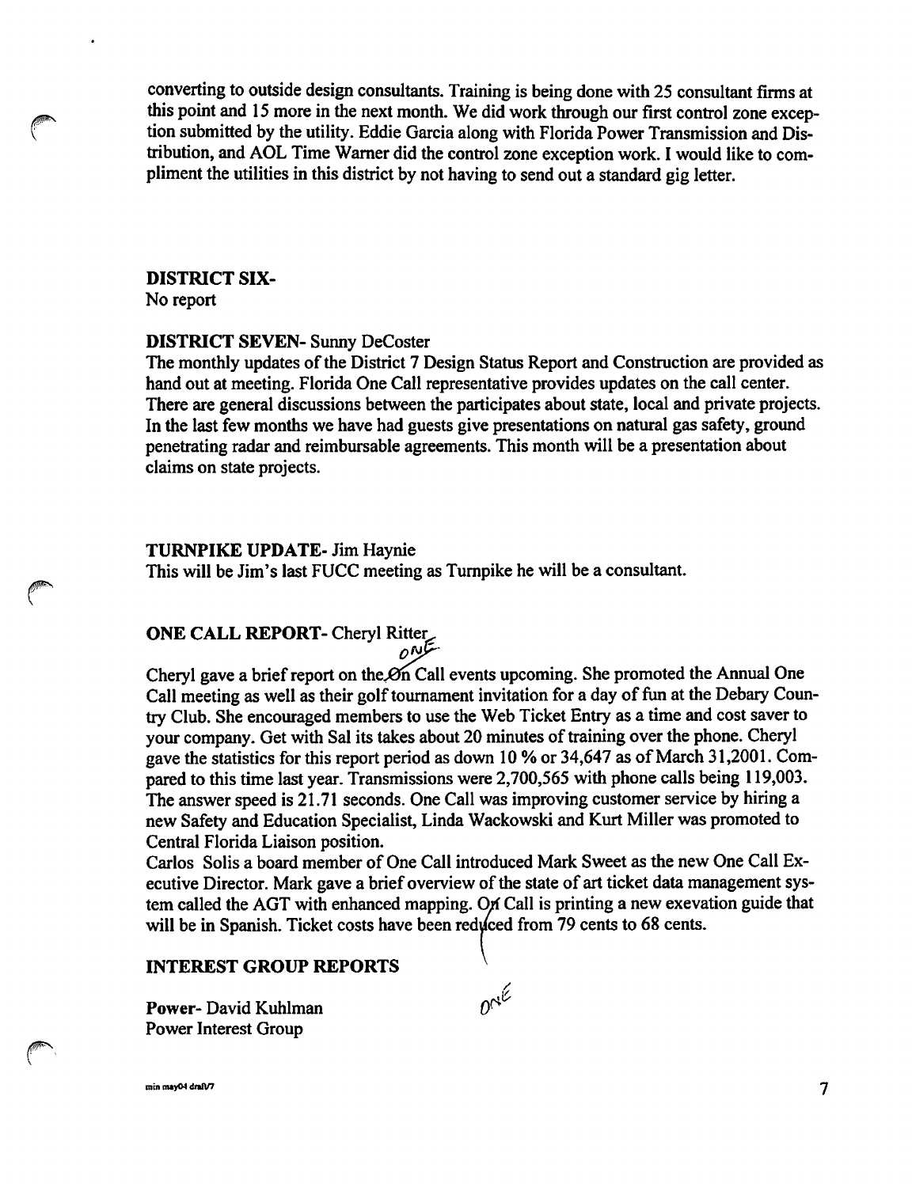converting to outside design consultants. Training is being done with 25 consultant firms at this point and 15 more in the next month. We did work through our first control zone exception submitted by the utility. Eddie Garcia along with Florida Power Transmission and Distribution, and AOL Time Warner did the control zone exception work. I would like to compliment the utilities in this district by not having to send out a standard gig letter.

**DISTRICT SIX-**
No report

**DISTRICT SEVEN-** Sunny DeCoster
The monthly updates of the District 7 Design Status Report and Construction are provided as hand out at meeting. Florida One Call representative provides updates on the call center. There are general discussions between the participates about state, local and private projects. In the last few months we have had guests give presentations on natural gas safety, ground penetrating radar and reimbursable agreements. This month will be a presentation about claims on state projects.

**TURNPIKE UPDATE-** Jim Haynie
This will be Jim's last FUCC meeting as Turnpike he will be a consultant.

**ONE CALL REPORT-** Cheryl Ritter
Cheryl gave a brief report on the One Call events upcoming. She promoted the Annual One Call meeting as well as their golf tournament invitation for a day of fun at the Debary Country Club. She encouraged members to use the Web Ticket Entry as a time and cost saver to your company. Get with Sal its takes about 20 minutes of training over the phone. Cheryl gave the statistics for this report period as down 10 % or 34,647 as of March 31,2001. Compared to this time last year. Transmissions were 2,700,565 with phone calls being 119,003. The answer speed is 21.71 seconds. One Call was improving customer service by hiring a new Safety and Education Specialist, Linda Wackowski and Kurt Miller was promoted to Central Florida Liaison position.
Carlos Solis a board member of One Call introduced Mark Sweet as the new One Call Executive Director. Mark gave a brief overview of the state of art ticket data management system called the AGT with enhanced mapping. One Call is printing a new exevation guide that will be in Spanish. Ticket costs have been reduced from 79 cents to 68 cents.

**INTEREST GROUP REPORTS**

**Power-** David Kuhlman
Power Interest Group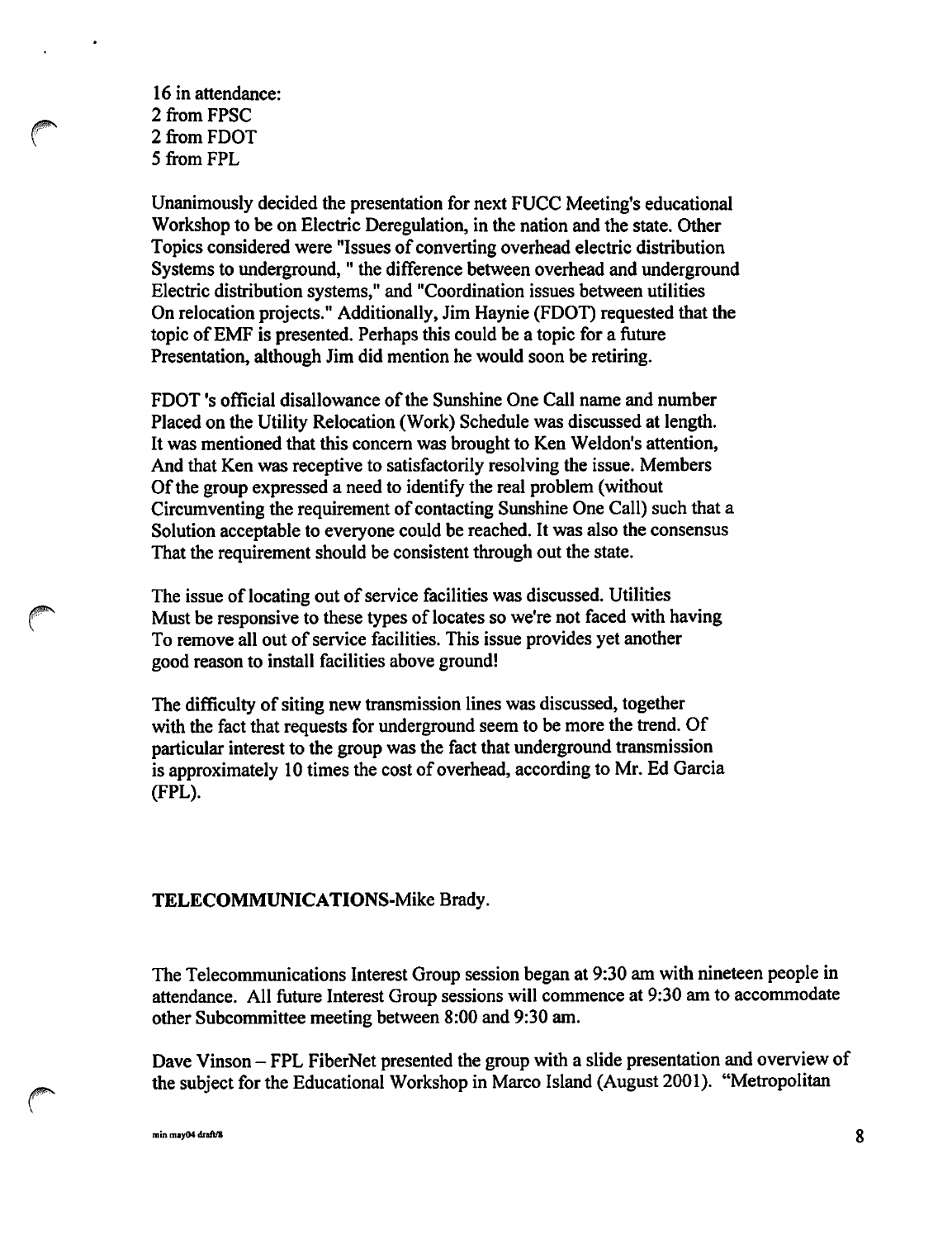16 in attendance:
2 from FPSC
2 from FDOT
5 from FPL

Unanimously decided the presentation for next FUCC Meeting's educational Workshop to be on Electric Deregulation, in the nation and the state. Other Topics considered were "Issues of converting overhead electric distribution Systems to underground, " the difference between overhead and underground Electric distribution systems," and "Coordination issues between utilities On relocation projects." Additionally, Jim Haynie (FDOT) requested that the topic of EMF is presented. Perhaps this could be a topic for a future Presentation, although Jim did mention he would soon be retiring.

FDOT 's official disallowance of the Sunshine One Call name and number Placed on the Utility Relocation (Work) Schedule was discussed at length. It was mentioned that this concern was brought to Ken Weldon's attention, And that Ken was receptive to satisfactorily resolving the issue. Members Of the group expressed a need to identify the real problem (without Circumventing the requirement of contacting Sunshine One Call) such that a Solution acceptable to everyone could be reached. It was also the consensus That the requirement should be consistent through out the state.

The issue of locating out of service facilities was discussed. Utilities Must be responsive to these types of locates so we're not faced with having To remove all out of service facilities. This issue provides yet another good reason to install facilities above ground!

The difficulty of siting new transmission lines was discussed, together with the fact that requests for underground seem to be more the trend. Of particular interest to the group was the fact that underground transmission is approximately 10 times the cost of overhead, according to Mr. Ed Garcia (FPL).

**TELECOMMUNICATIONS**-Mike Brady.

The Telecommunications Interest Group session began at 9:30 am with nineteen people in attendance. All future Interest Group sessions will commence at 9:30 am to accommodate other Subcommittee meeting between 8:00 and 9:30 am.

Dave Vinson – FPL FiberNet presented the group with a slide presentation and overview of the subject for the Educational Workshop in Marco Island (August 2001). "Metropolitan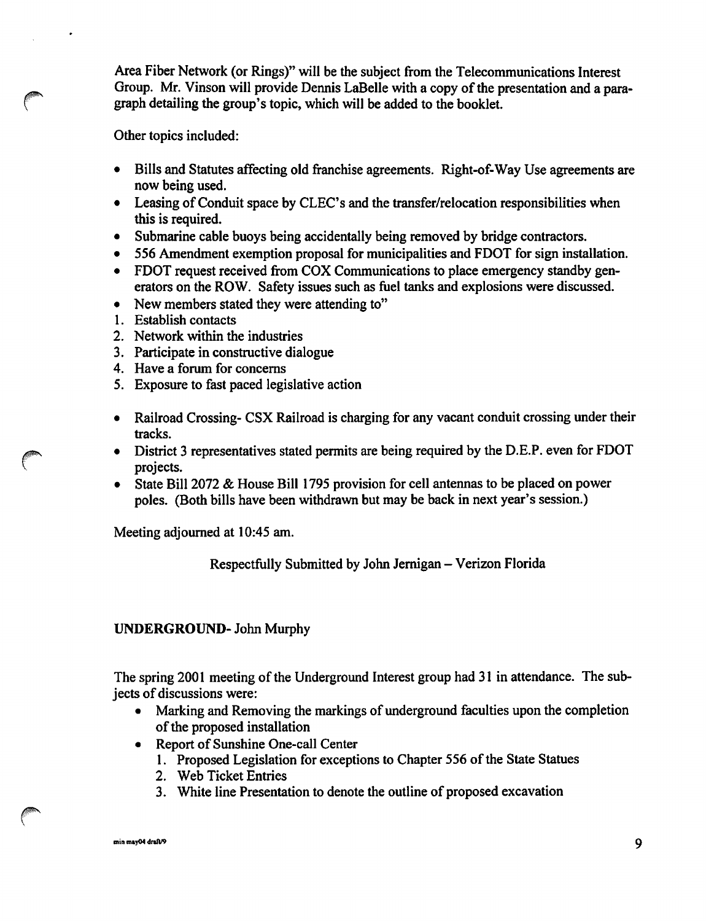Area Fiber Network (or Rings)" will be the subject from the Telecommunications Interest Group. Mr. Vinson will provide Dennis LaBelle with a copy of the presentation and a paragraph detailing the group's topic, which will be added to the booklet.

Other topics included:

- Bills and Statutes affecting old franchise agreements. Right-of-Way Use agreements are now being used.
- Leasing of Conduit space by CLEC's and the transfer/relocation responsibilities when this is required.
- Submarine cable buoys being accidentally being removed by bridge contractors.
- 556 Amendment exemption proposal for municipalities and FDOT for sign installation.
- FDOT request received from COX Communications to place emergency standby generators on the ROW. Safety issues such as fuel tanks and explosions were discussed.
- New members stated they were attending to"

1. Establish contacts
2. Network within the industries
3. Participate in constructive dialogue
4. Have a forum for concerns
5. Exposure to fast paced legislative action

- Railroad Crossing- CSX Railroad is charging for any vacant conduit crossing under their tracks.
- District 3 representatives stated permits are being required by the D.E.P. even for FDOT projects.
- State Bill 2072 & House Bill 1795 provision for cell antennas to be placed on power poles. (Both bills have been withdrawn but may be back in next year's session.)

Meeting adjourned at 10:45 am.

Respectfully Submitted by John Jernigan – Verizon Florida

**UNDERGROUND**- John Murphy

The spring 2001 meeting of the Underground Interest group had 31 in attendance. The subjects of discussions were:

- Marking and Removing the markings of underground faculties upon the completion of the proposed installation
- Report of Sunshine One-call Center
    1. Proposed Legislation for exceptions to Chapter 556 of the State Statues
    2. Web Ticket Entries
    3. White line Presentation to denote the outline of proposed excavation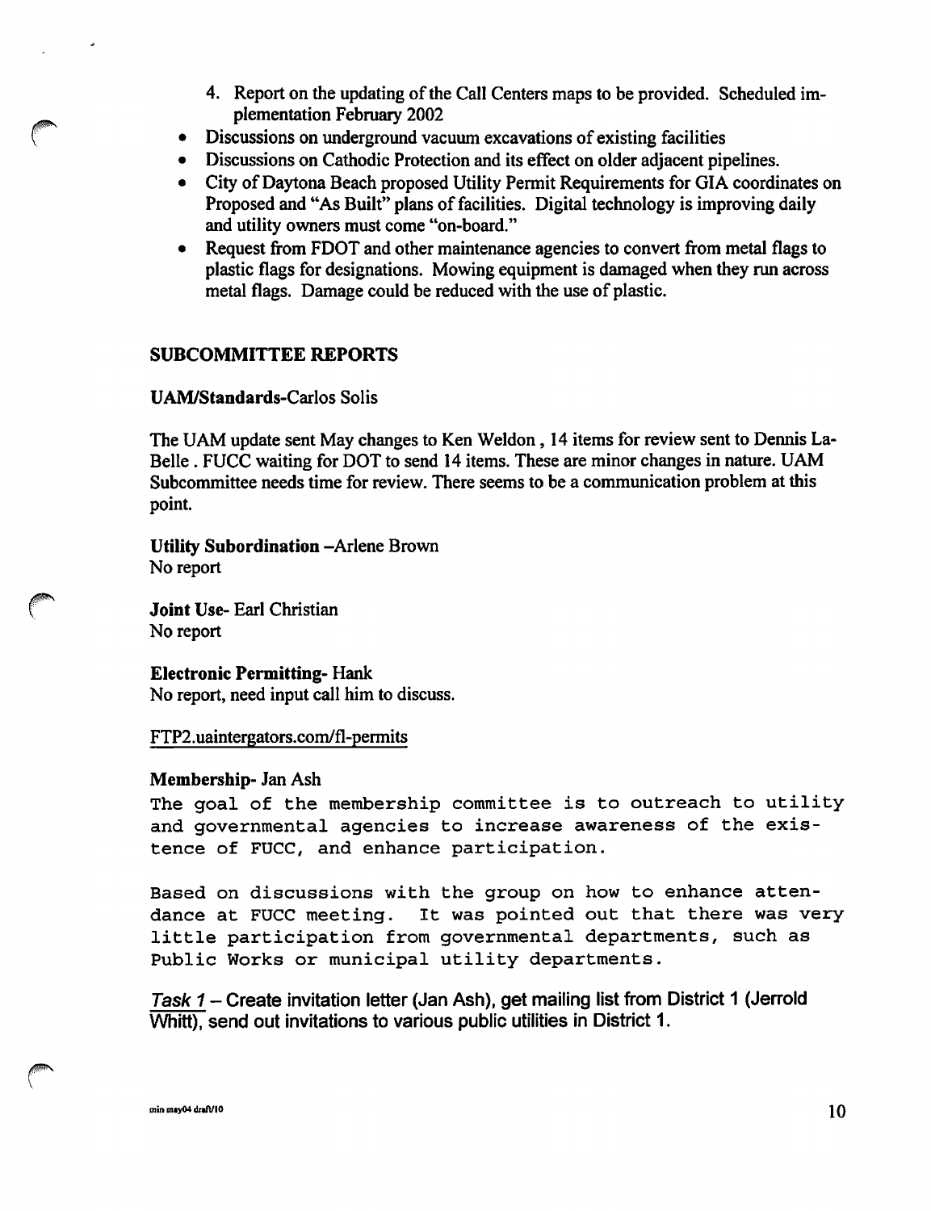4. Report on the updating of the Call Centers maps to be provided. Scheduled implementation February 2002

- Discussions on underground vacuum excavations of existing facilities
- Discussions on Cathodic Protection and its effect on older adjacent pipelines.
- City of Daytona Beach proposed Utility Permit Requirements for GIA coordinates on Proposed and "As Built" plans of facilities. Digital technology is improving daily and utility owners must come "on-board."
- Request from FDOT and other maintenance agencies to convert from metal flags to plastic flags for designations. Mowing equipment is damaged when they run across metal flags. Damage could be reduced with the use of plastic.

## SUBCOMMITTEE REPORTS

**UAM/Standards**-Carlos Solis

The UAM update sent May changes to Ken Weldon , 14 items for review sent to Dennis La-Belle . FUCC waiting for DOT to send 14 items. These are minor changes in nature. UAM Subcommittee needs time for review. There seems to be a communication problem at this point.

**Utility Subordination** –Arlene Brown
No report

**Joint Use**- Earl Christian
No report

**Electronic Permitting**- Hank
No report, need input call him to discuss.

FTP2.uaintergators.com/fl-permits

**Membership**- Jan Ash

The goal of the membership committee is to outreach to utility and governmental agencies to increase awareness of the existence of FUCC, and enhance participation.

Based on discussions with the group on how to enhance attendance at FUCC meeting. It was pointed out that there was very little participation from governmental departments, such as Public Works or municipal utility departments.

*Task 1* – Create invitation letter (Jan Ash), get mailing list from District 1 (Jerrold Whitt), send out invitations to various public utilities in District 1.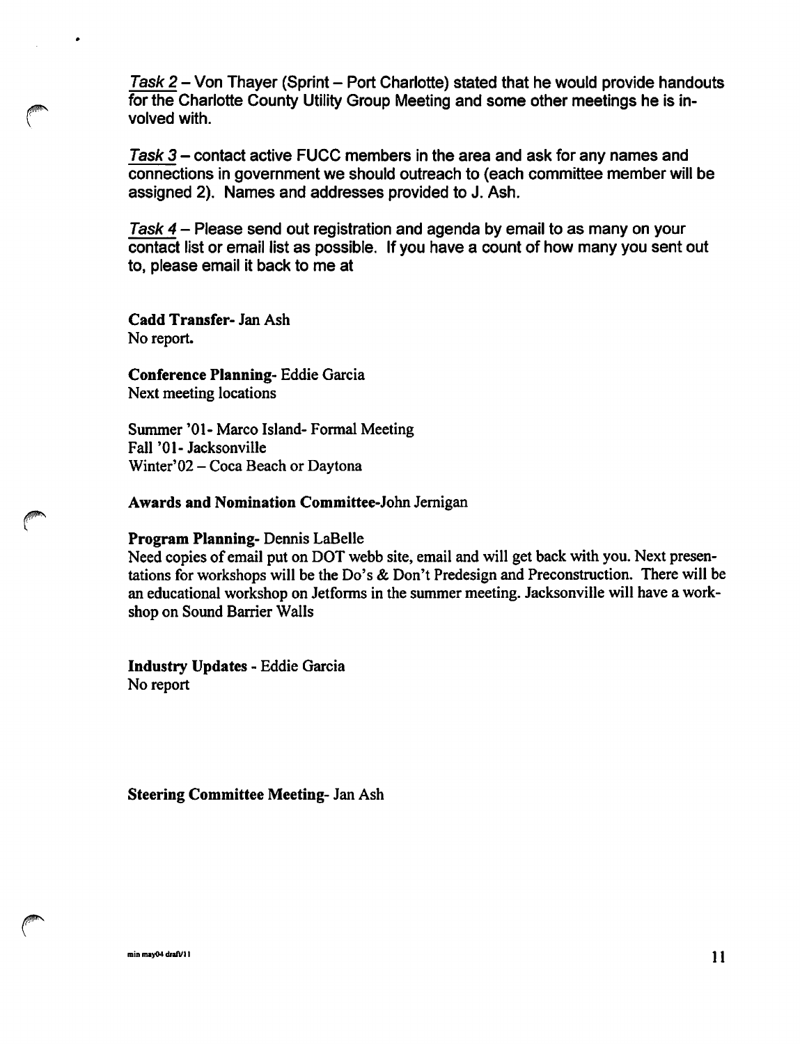*Task 2* – Von Thayer (Sprint – Port Charlotte) stated that he would provide handouts for the Charlotte County Utility Group Meeting and some other meetings he is involved with.

*Task 3* – contact active FUCC members in the area and ask for any names and connections in government we should outreach to (each committee member will be assigned 2). Names and addresses provided to J. Ash.

*Task 4* – Please send out registration and agenda by email to as many on your contact list or email list as possible. If you have a count of how many you sent out to, please email it back to me at

**Cadd Transfer**- Jan Ash
No report.

**Conference Planning**- Eddie Garcia
Next meeting locations

Summer '01- Marco Island- Formal Meeting
Fall '01- Jacksonville
Winter'02 – Coca Beach or Daytona

**Awards and Nomination Committee**-John Jernigan

**Program Planning**- Dennis LaBelle
Need copies of email put on DOT webb site, email and will get back with you. Next presentations for workshops will be the Do's & Don't Predesign and Preconstruction. There will be an educational workshop on Jetforms in the summer meeting. Jacksonville will have a workshop on Sound Barrier Walls

**Industry Updates** - Eddie Garcia
No report

**Steering Committee Meeting**- Jan Ash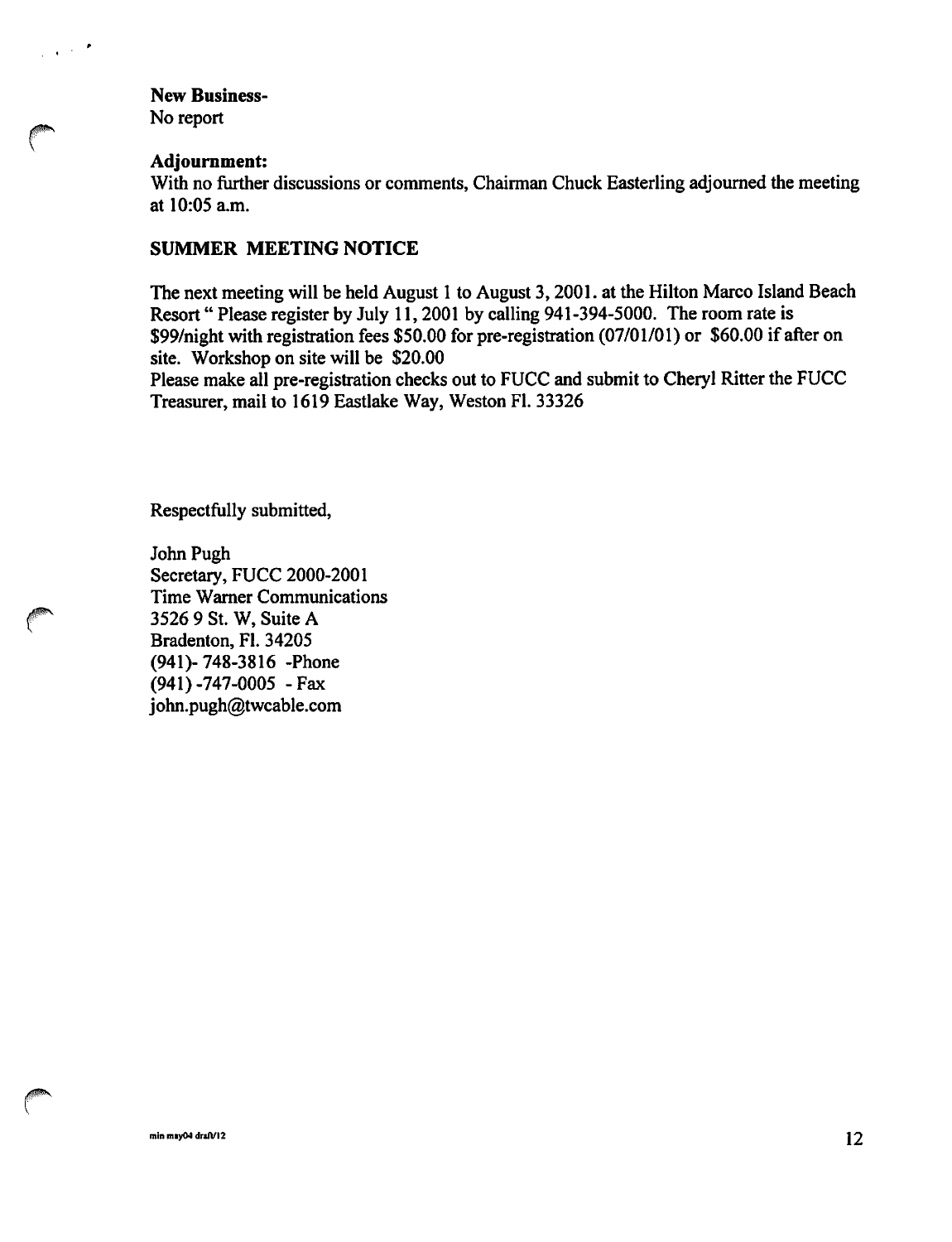**New Business-**
No report

**Adjournment:**
With no further discussions or comments, Chairman Chuck Easterling adjourned the meeting at 10:05 a.m.

**SUMMER MEETING NOTICE**

The next meeting will be held August 1 to August 3, 2001. at the Hilton Marco Island Beach Resort " Please register by July 11, 2001 by calling 941-394-5000. The room rate is $99/night with registration fees $50.00 for pre-registration (07/01/01) or $60.00 if after on site. Workshop on site will be $20.00
Please make all pre-registration checks out to FUCC and submit to Cheryl Ritter the FUCC Treasurer, mail to 1619 Eastlake Way, Weston Fl. 33326

Respectfully submitted,

John Pugh
Secretary, FUCC 2000-2001
Time Warner Communications
3526 9 St. W, Suite A
Bradenton, Fl. 34205
(941)- 748-3816 -Phone
(941) -747-0005 - Fax
john.pugh@twcable.com

min may04 draft/12